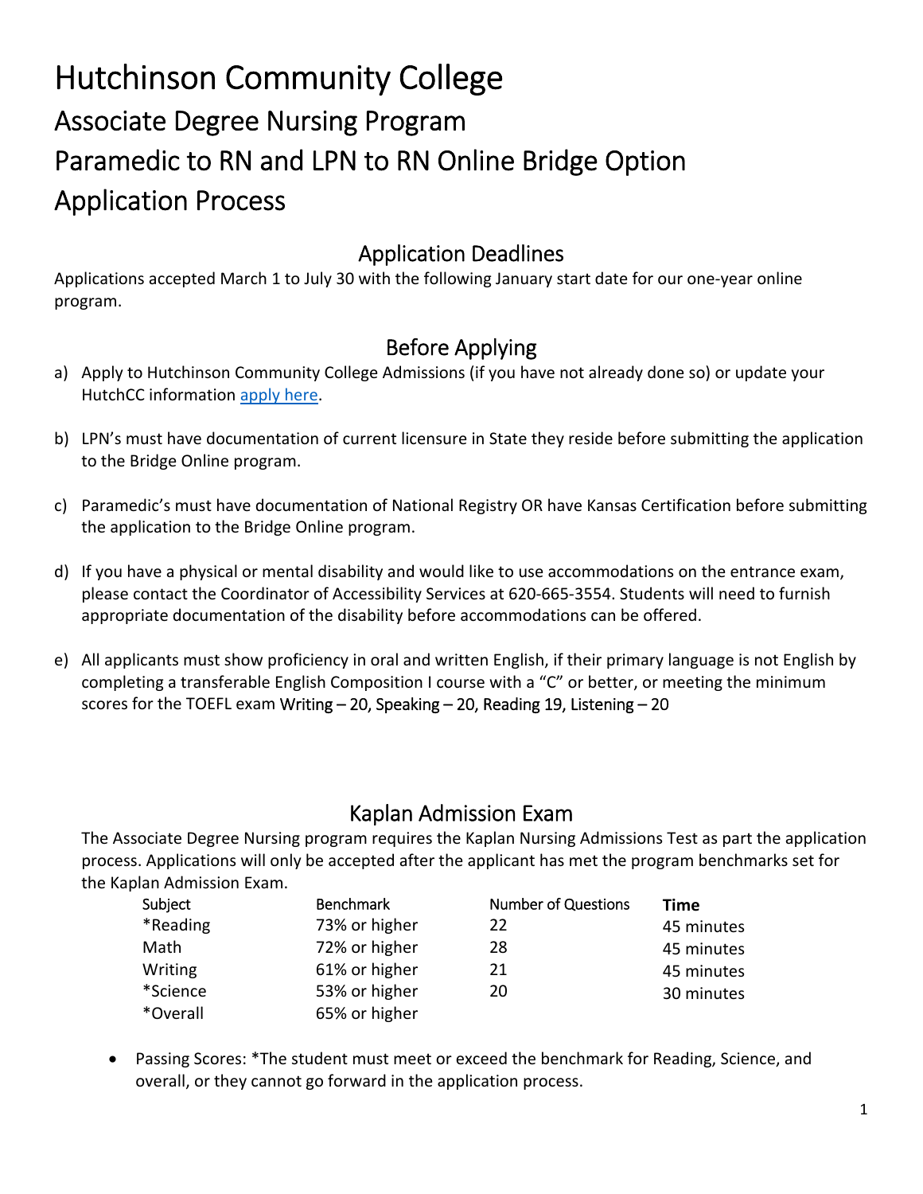# Hutchinson Community College

## Associate Degree Nursing Program

## Paramedic to RN and LPN to RN Online Bridge Option

## Application Process

### Application Deadlines

Applications accepted March 1 to July 30 with the following January start date for our one-year online program.

### Before Applying

a) Apply to Hutchinson Community College Admissions (if you have not already done so) or update your HutchCC information [apply here](#).

b) LPN's must have documentation of current licensure in State they reside before submitting the application to the Bridge Online program.

c) Paramedic's must have documentation of National Registry OR have Kansas Certification before submitting the application to the Bridge Online program.

d) If you have a physical or mental disability and would like to use accommodations on the entrance exam, please contact the Coordinator of Accessibility Services at 620-665-3554. Students will need to furnish appropriate documentation of the disability before accommodations can be offered.

e) All applicants must show proficiency in oral and written English, if their primary language is not English by completing a transferable English Composition I course with a "C" or better, or meeting the minimum scores for the TOEFL exam Writing – 20, Speaking – 20, Reading 19, Listening – 20

### Kaplan Admission Exam

The Associate Degree Nursing program requires the Kaplan Nursing Admissions Test as part the application process. Applications will only be accepted after the applicant has met the program benchmarks set for the Kaplan Admission Exam.

| Subject | Benchmark | Number of Questions | **Time** |
|---|---|---|---|
| *Reading | 73% or higher | 22 | 45 minutes |
| Math | 72% or higher | 28 | 45 minutes |
| Writing | 61% or higher | 21 | 45 minutes |
| *Science | 53% or higher | 20 | 30 minutes |
| *Overall | 65% or higher | | |

- Passing Scores: *The student must meet or exceed the benchmark for Reading, Science, and overall, or they cannot go forward in the application process.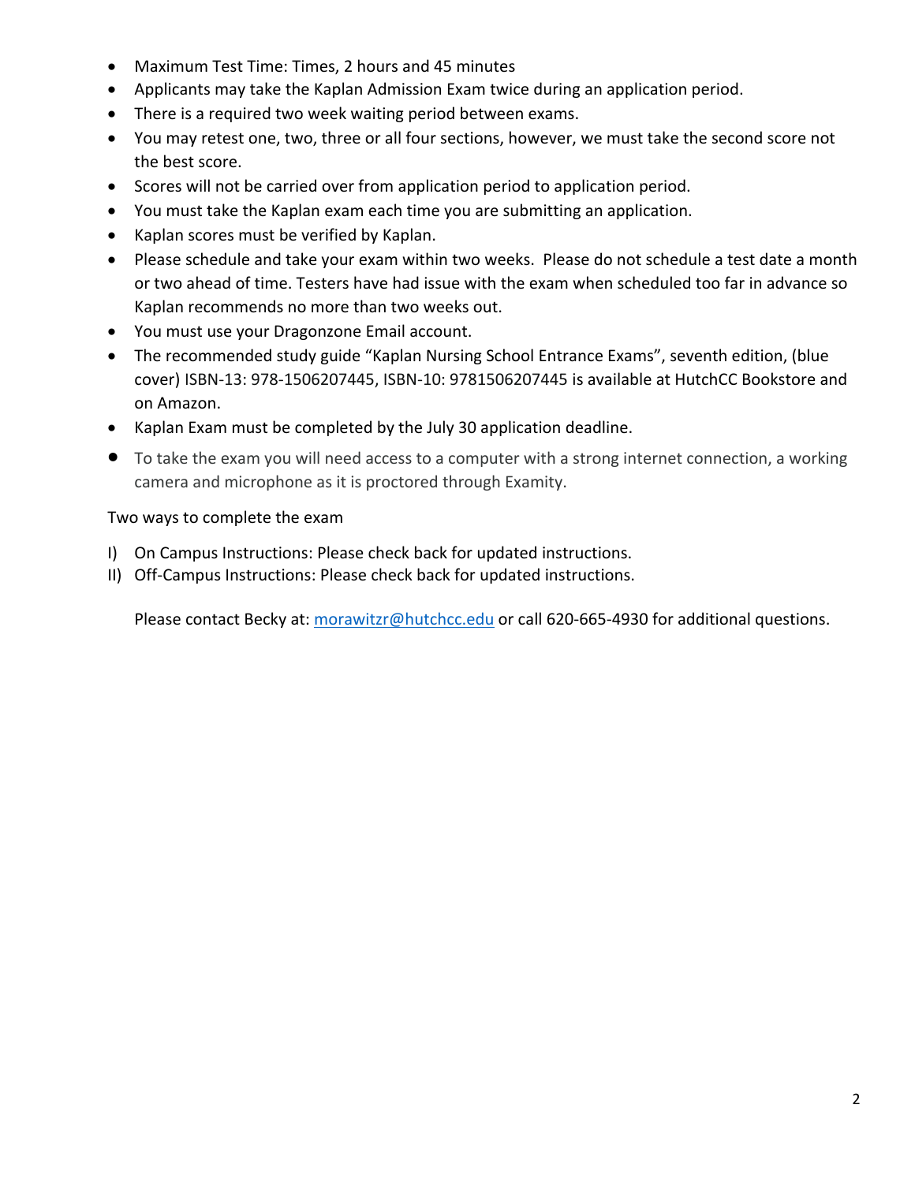- Maximum Test Time: Times, 2 hours and 45 minutes
- Applicants may take the Kaplan Admission Exam twice during an application period.
- There is a required two week waiting period between exams.
- You may retest one, two, three or all four sections, however, we must take the second score not the best score.
- Scores will not be carried over from application period to application period.
- You must take the Kaplan exam each time you are submitting an application.
- Kaplan scores must be verified by Kaplan.
- Please schedule and take your exam within two weeks. Please do not schedule a test date a month or two ahead of time. Testers have had issue with the exam when scheduled too far in advance so Kaplan recommends no more than two weeks out.
- You must use your Dragonzone Email account.
- The recommended study guide "Kaplan Nursing School Entrance Exams", seventh edition, (blue cover) ISBN-13: 978-1506207445, ISBN-10: 9781506207445 is available at HutchCC Bookstore and on Amazon.
- Kaplan Exam must be completed by the July 30 application deadline.
- To take the exam you will need access to a computer with a strong internet connection, a working camera and microphone as it is proctored through Examity.

Two ways to complete the exam

I) On Campus Instructions: Please check back for updated instructions.
II) Off-Campus Instructions: Please check back for updated instructions.

Please contact Becky at: morawitzr@hutchcc.edu or call 620-665-4930 for additional questions.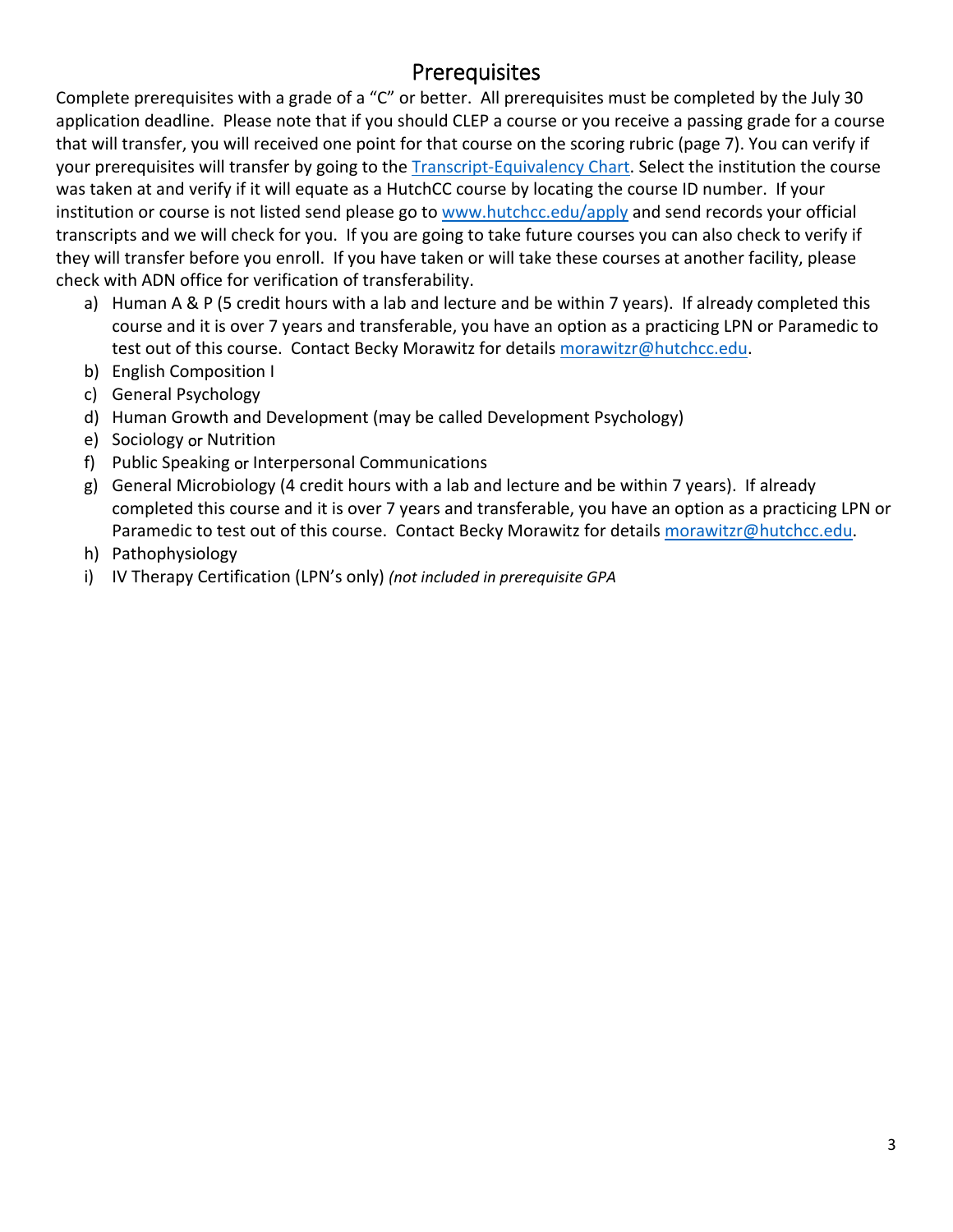# Prerequisites

Complete prerequisites with a grade of a "C" or better. All prerequisites must be completed by the July 30 application deadline. Please note that if you should CLEP a course or you receive a passing grade for a course that will transfer, you will received one point for that course on the scoring rubric (page 7). You can verify if your prerequisites will transfer by going to the [Transcript-Equivalency Chart](). Select the institution the course was taken at and verify if it will equate as a HutchCC course by locating the course ID number. If your institution or course is not listed send please go to [www.hutchcc.edu/apply](www.hutchcc.edu/apply) and send records your official transcripts and we will check for you. If you are going to take future courses you can also check to verify if they will transfer before you enroll. If you have taken or will take these courses at another facility, please check with ADN office for verification of transferability.

a) Human A & P (5 credit hours with a lab and lecture and be within 7 years). If already completed this course and it is over 7 years and transferable, you have an option as a practicing LPN or Paramedic to test out of this course. Contact Becky Morawitz for details [morawitzr@hutchcc.edu](mailto:morawitzr@hutchcc.edu).
b) English Composition I
c) General Psychology
d) Human Growth and Development (may be called Development Psychology)
e) Sociology or Nutrition
f) Public Speaking or Interpersonal Communications
g) General Microbiology (4 credit hours with a lab and lecture and be within 7 years). If already completed this course and it is over 7 years and transferable, you have an option as a practicing LPN or Paramedic to test out of this course. Contact Becky Morawitz for details [morawitzr@hutchcc.edu](mailto:morawitzr@hutchcc.edu).
h) Pathophysiology
i) IV Therapy Certification (LPN's only) *(not included in prerequisite GPA*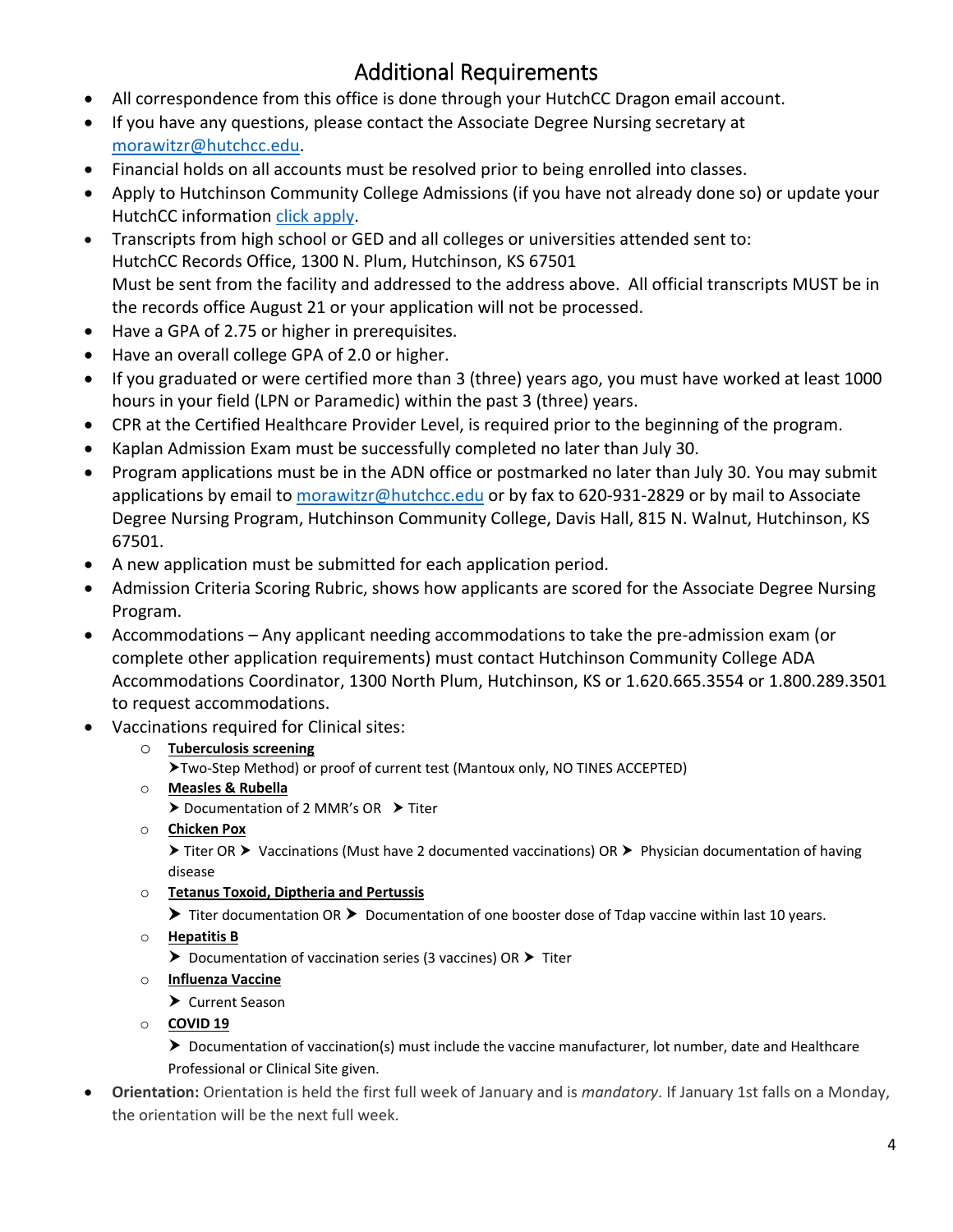# Additional Requirements

- All correspondence from this office is done through your HutchCC Dragon email account.
- If you have any questions, please contact the Associate Degree Nursing secretary at morawitzr@hutchcc.edu.
- Financial holds on all accounts must be resolved prior to being enrolled into classes.
- Apply to Hutchinson Community College Admissions (if you have not already done so) or update your HutchCC information click apply.
- Transcripts from high school or GED and all colleges or universities attended sent to:
  HutchCC Records Office, 1300 N. Plum, Hutchinson, KS 67501
  Must be sent from the facility and addressed to the address above. All official transcripts MUST be in the records office August 21 or your application will not be processed.
- Have a GPA of 2.75 or higher in prerequisites.
- Have an overall college GPA of 2.0 or higher.
- If you graduated or were certified more than 3 (three) years ago, you must have worked at least 1000 hours in your field (LPN or Paramedic) within the past 3 (three) years.
- CPR at the Certified Healthcare Provider Level, is required prior to the beginning of the program.
- Kaplan Admission Exam must be successfully completed no later than July 30.
- Program applications must be in the ADN office or postmarked no later than July 30. You may submit applications by email to morawitzr@hutchcc.edu or by fax to 620-931-2829 or by mail to Associate Degree Nursing Program, Hutchinson Community College, Davis Hall, 815 N. Walnut, Hutchinson, KS 67501.
- A new application must be submitted for each application period.
- Admission Criteria Scoring Rubric, shows how applicants are scored for the Associate Degree Nursing Program.
- Accommodations – Any applicant needing accommodations to take the pre-admission exam (or complete other application requirements) must contact Hutchinson Community College ADA Accommodations Coordinator, 1300 North Plum, Hutchinson, KS or 1.620.665.3554 or 1.800.289.3501 to request accommodations.
- Vaccinations required for Clinical sites:
  - **Tuberculosis screening**
    ➤Two-Step Method) or proof of current test (Mantoux only, NO TINES ACCEPTED)
  - **Measles & Rubella**
    ➤ Documentation of 2 MMR's OR ➤ Titer
  - **Chicken Pox**
    ➤ Titer OR ➤ Vaccinations (Must have 2 documented vaccinations) OR ➤ Physician documentation of having disease
  - **Tetanus Toxoid, Diptheria and Pertussis**
    ➤ Titer documentation OR ➤ Documentation of one booster dose of Tdap vaccine within last 10 years.
  - **Hepatitis B**
    ➤ Documentation of vaccination series (3 vaccines) OR ➤ Titer
  - **Influenza Vaccine**
    ➤ Current Season
  - **COVID 19**
    ➤ Documentation of vaccination(s) must include the vaccine manufacturer, lot number, date and Healthcare Professional or Clinical Site given.
- **Orientation:** Orientation is held the first full week of January and is *mandatory*. If January 1st falls on a Monday, the orientation will be the next full week.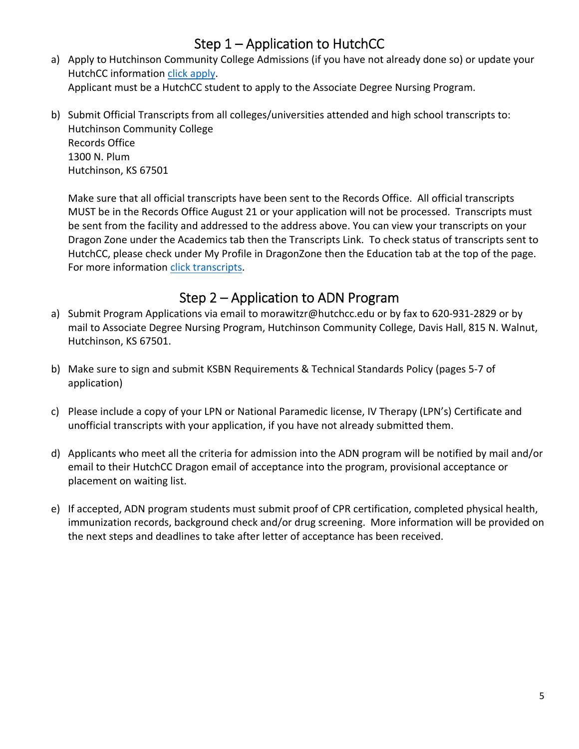## Step 1 – Application to HutchCC

a) Apply to Hutchinson Community College Admissions (if you have not already done so) or update your HutchCC information [click apply](#).
   Applicant must be a HutchCC student to apply to the Associate Degree Nursing Program.

b) Submit Official Transcripts from all colleges/universities attended and high school transcripts to:
   Hutchinson Community College
   Records Office
   1300 N. Plum
   Hutchinson, KS 67501

   Make sure that all official transcripts have been sent to the Records Office. All official transcripts MUST be in the Records Office August 21 or your application will not be processed. Transcripts must be sent from the facility and addressed to the address above. You can view your transcripts on your Dragon Zone under the Academics tab then the Transcripts Link. To check status of transcripts sent to HutchCC, please check under My Profile in DragonZone then the Education tab at the top of the page. For more information [click transcripts](#).

## Step 2 – Application to ADN Program

a) Submit Program Applications via email to morawitzr@hutchcc.edu or by fax to 620-931-2829 or by mail to Associate Degree Nursing Program, Hutchinson Community College, Davis Hall, 815 N. Walnut, Hutchinson, KS 67501.

b) Make sure to sign and submit KSBN Requirements & Technical Standards Policy (pages 5-7 of application)

c) Please include a copy of your LPN or National Paramedic license, IV Therapy (LPN's) Certificate and unofficial transcripts with your application, if you have not already submitted them.

d) Applicants who meet all the criteria for admission into the ADN program will be notified by mail and/or email to their HutchCC Dragon email of acceptance into the program, provisional acceptance or placement on waiting list.

e) If accepted, ADN program students must submit proof of CPR certification, completed physical health, immunization records, background check and/or drug screening. More information will be provided on the next steps and deadlines to take after letter of acceptance has been received.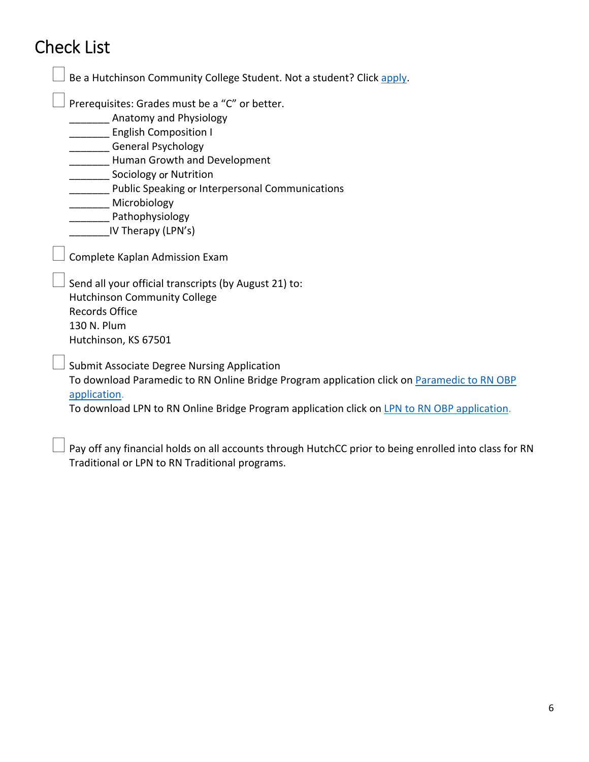# Check List

- [ ] Be a Hutchinson Community College Student. Not a student? Click apply.

- [ ] Prerequisites: Grades must be a "C" or better.
  _______ Anatomy and Physiology
  _______ English Composition I
  _______ General Psychology
  _______ Human Growth and Development
  _______ Sociology or Nutrition
  _______ Public Speaking or Interpersonal Communications
  _______ Microbiology
  _______ Pathophysiology
  _______IV Therapy (LPN's)

- [ ] Complete Kaplan Admission Exam

- [ ] Send all your official transcripts (by August 21) to:
  Hutchinson Community College
  Records Office
  130 N. Plum
  Hutchinson, KS 67501

- [ ] Submit Associate Degree Nursing Application
  To download Paramedic to RN Online Bridge Program application click on Paramedic to RN OBP application.
  To download LPN to RN Online Bridge Program application click on LPN to RN OBP application.

- [ ] Pay off any financial holds on all accounts through HutchCC prior to being enrolled into class for RN Traditional or LPN to RN Traditional programs.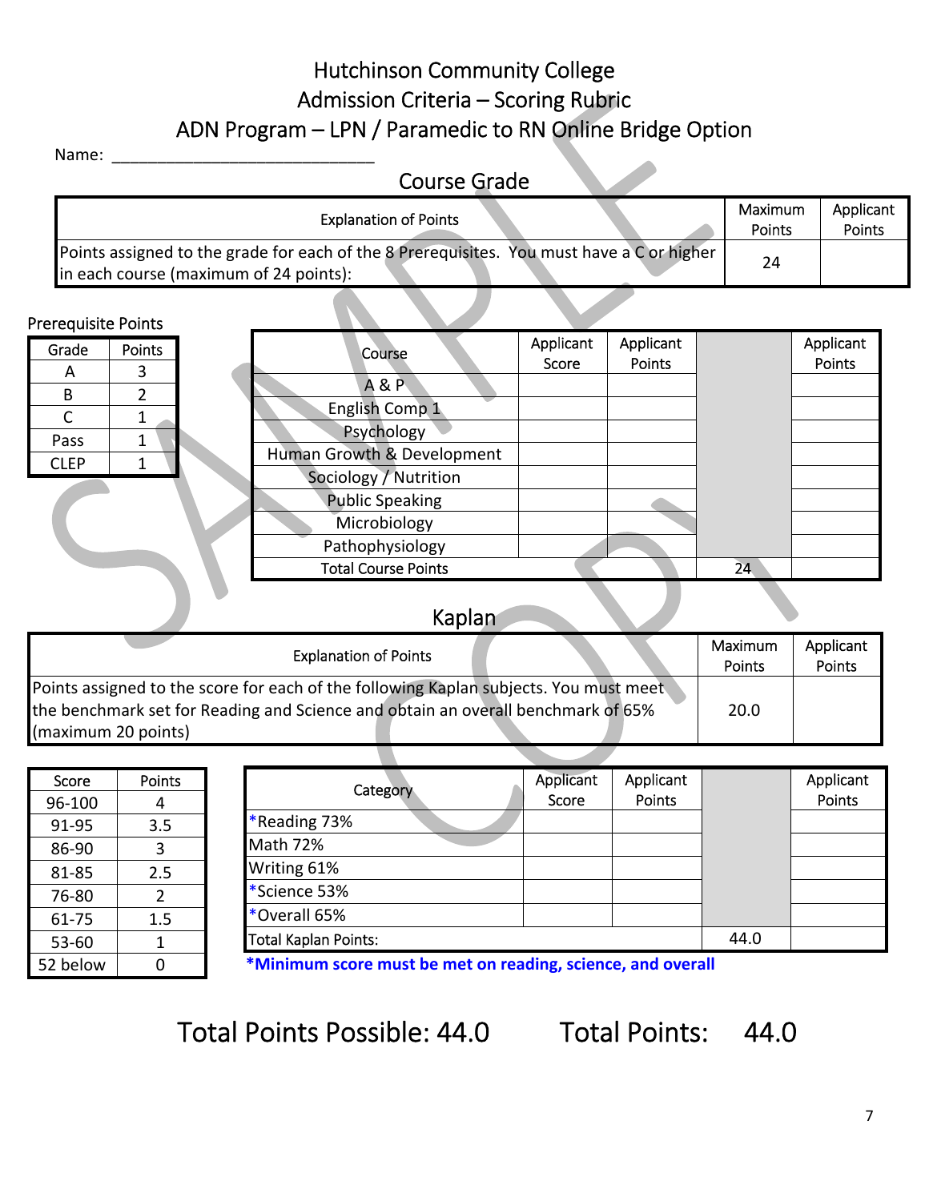# Hutchinson Community College
## Admission Criteria – Scoring Rubric
## ADN Program – LPN / Paramedic to RN Online Bridge Option

Name: ______________________________

### Course Grade

| Explanation of Points | Maximum Points | Applicant Points |
|---|---|---|
| Points assigned to the grade for each of the 8 Prerequisites. You must have a C or higher in each course (maximum of 24 points): | 24 | |

Prerequisite Points

| Grade | Points |
|---|---|
| A | 3 |
| B | 2 |
| C | 1 |
| Pass | 1 |
| CLEP | 1 |

| Course | Applicant Score | Applicant Points | | Applicant Points |
|---|---|---|---|---|
| A & P | | | | |
| English Comp 1 | | | | |
| Psychology | | | | |
| Human Growth & Development | | | | |
| Sociology / Nutrition | | | | |
| Public Speaking | | | | |
| Microbiology | | | | |
| Pathophysiology | | | | |
| Total Course Points | | | 24 | |

### Kaplan

| Explanation of Points | Maximum Points | Applicant Points |
|---|---|---|
| Points assigned to the score for each of the following Kaplan subjects. You must meet the benchmark set for Reading and Science and obtain an overall benchmark of 65% (maximum 20 points) | 20.0 | |

| Score | Points |
|---|---|
| 96-100 | 4 |
| 91-95 | 3.5 |
| 86-90 | 3 |
| 81-85 | 2.5 |
| 76-80 | 2 |
| 61-75 | 1.5 |
| 53-60 | 1 |
| 52 below | 0 |

| Category | Applicant Score | Applicant Points | | Applicant Points |
|---|---|---|---|---|
| *Reading 73% | | | | |
| Math 72% | | | | |
| Writing 61% | | | | |
| *Science 53% | | | | |
| *Overall 65% | | | | |
| Total Kaplan Points: | | | 44.0 | |

**\*Minimum score must be met on reading, science, and overall**

Total Points Possible: 44.0 Total Points: 44.0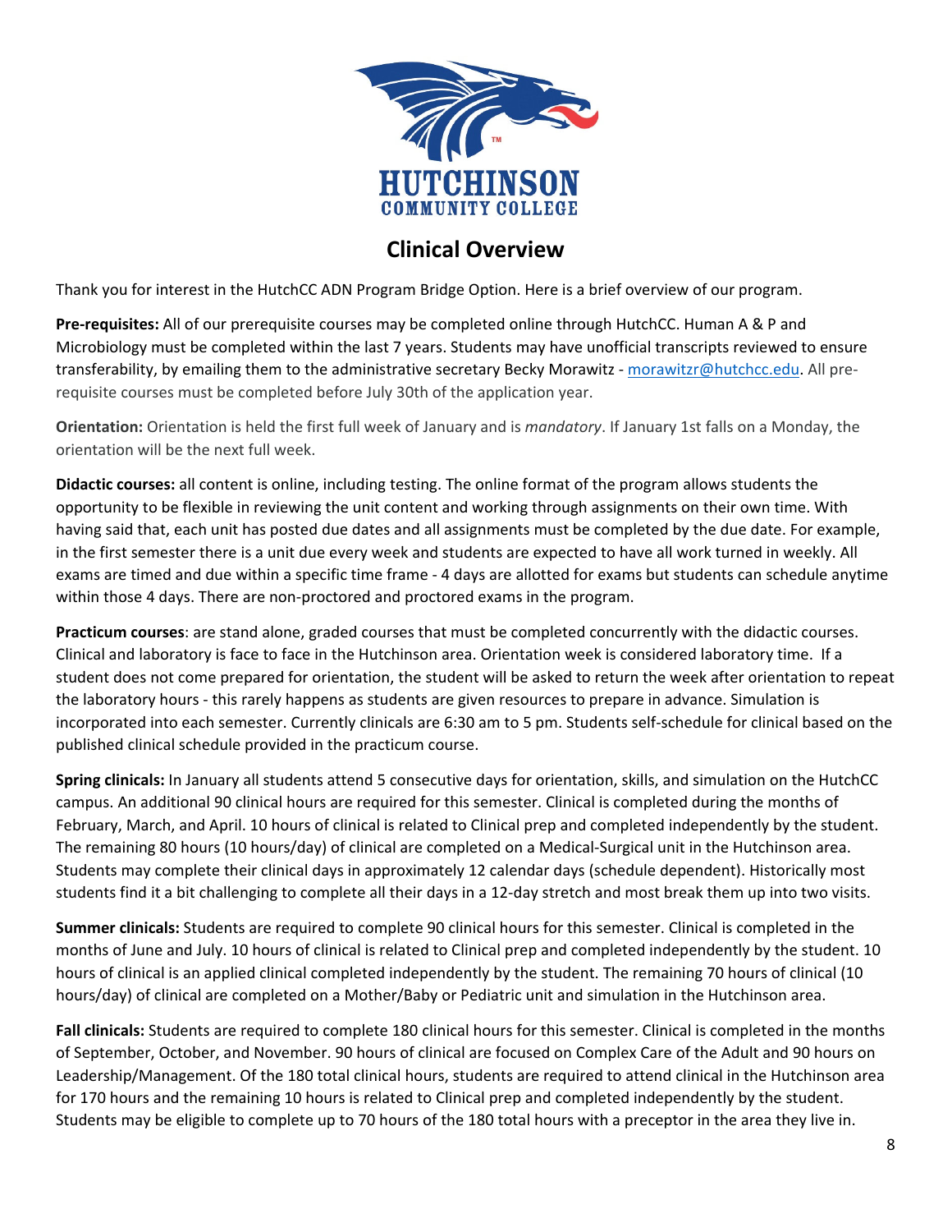# Clinical Overview

Thank you for interest in the HutchCC ADN Program Bridge Option. Here is a brief overview of our program.

**Pre-requisites:** All of our prerequisite courses may be completed online through HutchCC. Human A & P and Microbiology must be completed within the last 7 years. Students may have unofficial transcripts reviewed to ensure transferability, by emailing them to the administrative secretary Becky Morawitz - morawitzr@hutchcc.edu. All pre-requisite courses must be completed before July 30th of the application year.

**Orientation:** Orientation is held the first full week of January and is *mandatory*. If January 1st falls on a Monday, the orientation will be the next full week.

**Didactic courses:** all content is online, including testing. The online format of the program allows students the opportunity to be flexible in reviewing the unit content and working through assignments on their own time. With having said that, each unit has posted due dates and all assignments must be completed by the due date. For example, in the first semester there is a unit due every week and students are expected to have all work turned in weekly. All exams are timed and due within a specific time frame - 4 days are allotted for exams but students can schedule anytime within those 4 days. There are non-proctored and proctored exams in the program.

**Practicum courses**: are stand alone, graded courses that must be completed concurrently with the didactic courses. Clinical and laboratory is face to face in the Hutchinson area. Orientation week is considered laboratory time. If a student does not come prepared for orientation, the student will be asked to return the week after orientation to repeat the laboratory hours - this rarely happens as students are given resources to prepare in advance. Simulation is incorporated into each semester. Currently clinicals are 6:30 am to 5 pm. Students self-schedule for clinical based on the published clinical schedule provided in the practicum course.

**Spring clinicals:** In January all students attend 5 consecutive days for orientation, skills, and simulation on the HutchCC campus. An additional 90 clinical hours are required for this semester. Clinical is completed during the months of February, March, and April. 10 hours of clinical is related to Clinical prep and completed independently by the student. The remaining 80 hours (10 hours/day) of clinical are completed on a Medical-Surgical unit in the Hutchinson area. Students may complete their clinical days in approximately 12 calendar days (schedule dependent). Historically most students find it a bit challenging to complete all their days in a 12-day stretch and most break them up into two visits.

**Summer clinicals:** Students are required to complete 90 clinical hours for this semester. Clinical is completed in the months of June and July. 10 hours of clinical is related to Clinical prep and completed independently by the student. 10 hours of clinical is an applied clinical completed independently by the student. The remaining 70 hours of clinical (10 hours/day) of clinical are completed on a Mother/Baby or Pediatric unit and simulation in the Hutchinson area.

**Fall clinicals:** Students are required to complete 180 clinical hours for this semester. Clinical is completed in the months of September, October, and November. 90 hours of clinical are focused on Complex Care of the Adult and 90 hours on Leadership/Management. Of the 180 total clinical hours, students are required to attend clinical in the Hutchinson area for 170 hours and the remaining 10 hours is related to Clinical prep and completed independently by the student. Students may be eligible to complete up to 70 hours of the 180 total hours with a preceptor in the area they live in.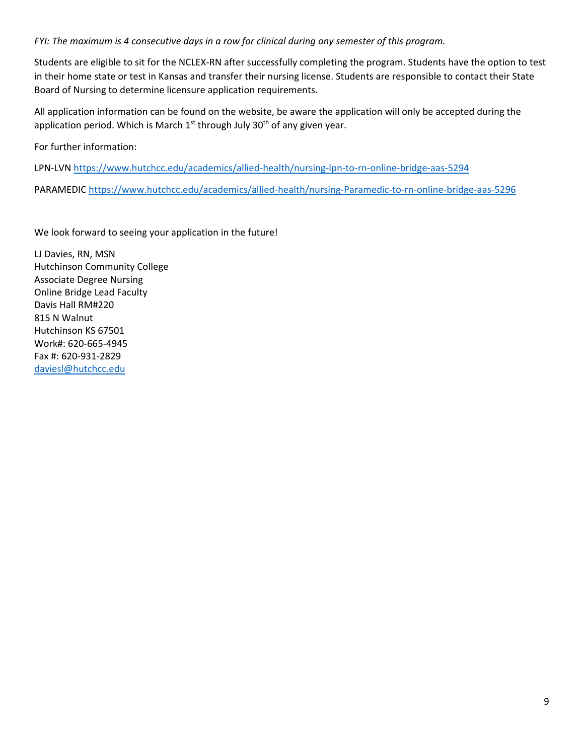*FYI: The maximum is 4 consecutive days in a row for clinical during any semester of this program.*

Students are eligible to sit for the NCLEX-RN after successfully completing the program. Students have the option to test in their home state or test in Kansas and transfer their nursing license. Students are responsible to contact their State Board of Nursing to determine licensure application requirements.

All application information can be found on the website, be aware the application will only be accepted during the application period. Which is March 1st through July 30th of any given year.

For further information:

LPN-LVN https://www.hutchcc.edu/academics/allied-health/nursing-lpn-to-rn-online-bridge-aas-5294

PARAMEDIC https://www.hutchcc.edu/academics/allied-health/nursing-Paramedic-to-rn-online-bridge-aas-5296

We look forward to seeing your application in the future!

LJ Davies, RN, MSN
Hutchinson Community College
Associate Degree Nursing
Online Bridge Lead Faculty
Davis Hall RM#220
815 N Walnut
Hutchinson KS 67501
Work#: 620-665-4945
Fax #: 620-931-2829
daviesl@hutchcc.edu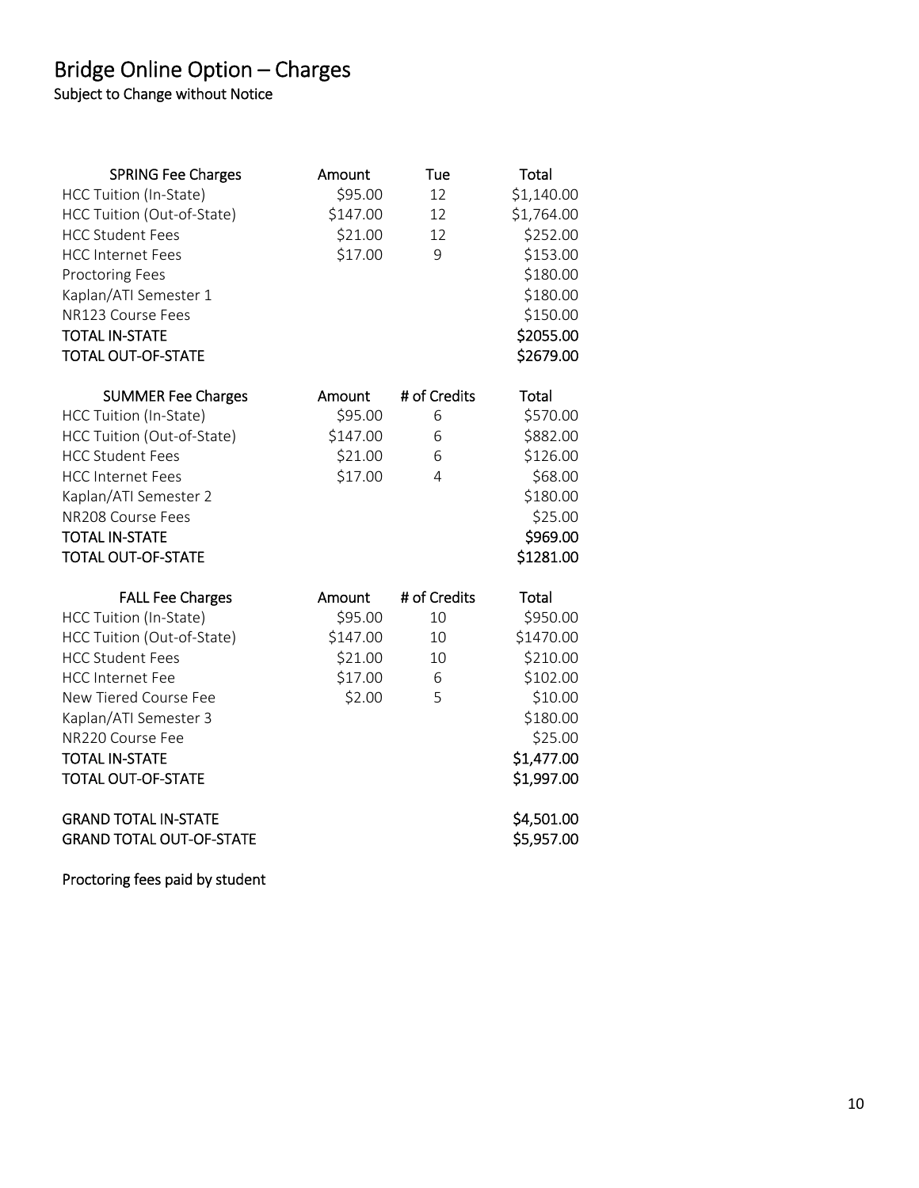# Bridge Online Option – Charges

Subject to Change without Notice

| SPRING Fee Charges | Amount | Tue | Total |
|---|---|---|---|
| HCC Tuition (In-State) | $95.00 | 12 | $1,140.00 |
| HCC Tuition (Out-of-State) | $147.00 | 12 | $1,764.00 |
| HCC Student Fees | $21.00 | 12 | $252.00 |
| HCC Internet Fees | $17.00 | 9 | $153.00 |
| Proctoring Fees | | | $180.00 |
| Kaplan/ATI Semester 1 | | | $180.00 |
| NR123 Course Fees | | | $150.00 |
| TOTAL IN-STATE | | | $2055.00 |
| TOTAL OUT-OF-STATE | | | $2679.00 |

| SUMMER Fee Charges | Amount | # of Credits | Total |
|---|---|---|---|
| HCC Tuition (In-State) | $95.00 | 6 | $570.00 |
| HCC Tuition (Out-of-State) | $147.00 | 6 | $882.00 |
| HCC Student Fees | $21.00 | 6 | $126.00 |
| HCC Internet Fees | $17.00 | 4 | $68.00 |
| Kaplan/ATI Semester 2 | | | $180.00 |
| NR208 Course Fees | | | $25.00 |
| TOTAL IN-STATE | | | $969.00 |
| TOTAL OUT-OF-STATE | | | $1281.00 |

| FALL Fee Charges | Amount | # of Credits | Total |
|---|---|---|---|
| HCC Tuition (In-State) | $95.00 | 10 | $950.00 |
| HCC Tuition (Out-of-State) | $147.00 | 10 | $1470.00 |
| HCC Student Fees | $21.00 | 10 | $210.00 |
| HCC Internet Fee | $17.00 | 6 | $102.00 |
| New Tiered Course Fee | $2.00 | 5 | $10.00 |
| Kaplan/ATI Semester 3 | | | $180.00 |
| NR220 Course Fee | | | $25.00 |
| TOTAL IN-STATE | | | $1,477.00 |
| TOTAL OUT-OF-STATE | | | $1,997.00 |

| | |
|---|---|
| GRAND TOTAL IN-STATE | $4,501.00 |
| GRAND TOTAL OUT-OF-STATE | $5,957.00 |

Proctoring fees paid by student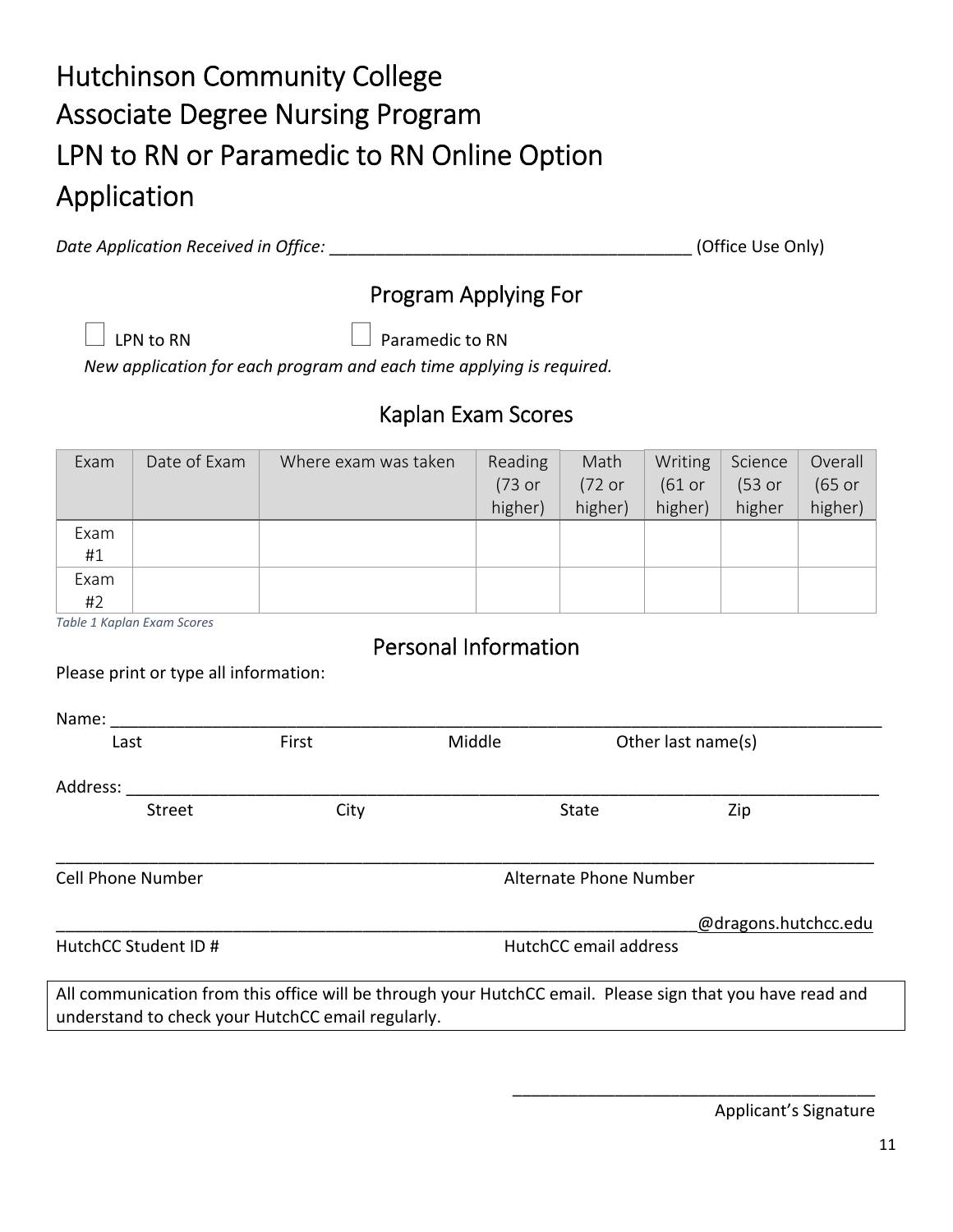# Hutchinson Community College
# Associate Degree Nursing Program
# LPN to RN or Paramedic to RN Online Option
# Application

*Date Application Received in Office:* _______________________________________ (Office Use Only)

## Program Applying For

☐ LPN to RN ☐ Paramedic to RN

*New application for each program and each time applying is required.*

## Kaplan Exam Scores

| Exam | Date of Exam | Where exam was taken | Reading (73 or higher) | Math (72 or higher) | Writing (61 or higher) | Science (53 or higher | Overall (65 or higher) |
|---|---|---|---|---|---|---|---|
| Exam #1 | | | | | | | |
| Exam #2 | | | | | | | |

*Table 1 Kaplan Exam Scores*

## Personal Information

Please print or type all information:

Name: ____________________________________________________________________________________
Last First Middle Other last name(s)

Address: __________________________________________________________________________________
Street City State Zip

__________________________________________________________________________________________
Cell Phone Number Alternate Phone Number

______________________________________________________________________@dragons.hutchcc.edu
HutchCC Student ID # HutchCC email address

All communication from this office will be through your HutchCC email. Please sign that you have read and understand to check your HutchCC email regularly.

________________________________________
Applicant's Signature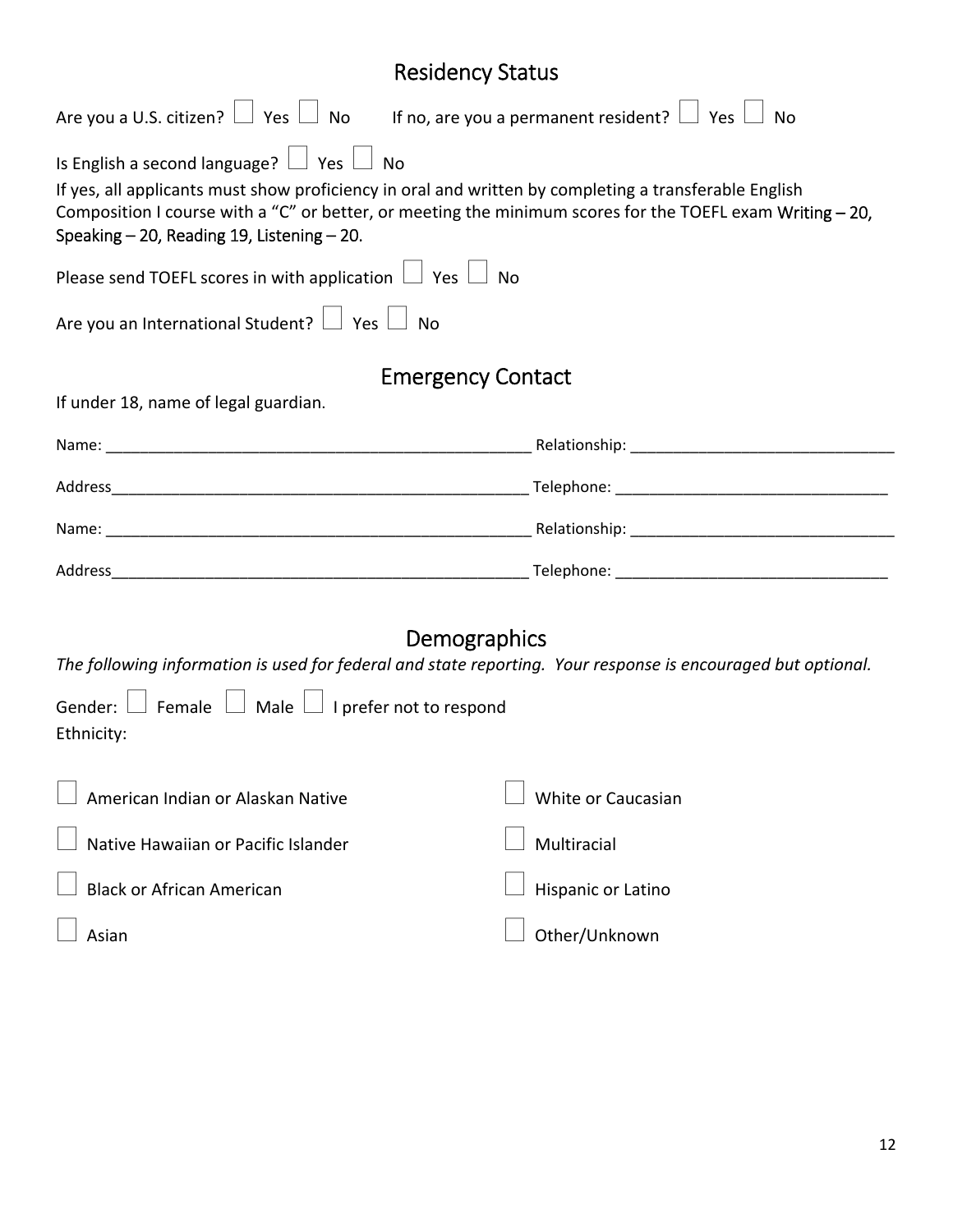## Residency Status

Are you a U.S. citizen? ☐ Yes ☐ No  If no, are you a permanent resident? ☐ Yes ☐ No

Is English a second language? ☐ Yes ☐ No

If yes, all applicants must show proficiency in oral and written by completing a transferable English Composition I course with a "C" or better, or meeting the minimum scores for the TOEFL exam Writing – 20, Speaking – 20, Reading 19, Listening – 20.

Please send TOEFL scores in with application ☐ Yes ☐ No

Are you an International Student? ☐ Yes ☐ No

## Emergency Contact

If under 18, name of legal guardian.

Name: ______________________________ Relationship: ______________________________

Address______________________________ Telephone: ______________________________

Name: ______________________________ Relationship: ______________________________

Address______________________________ Telephone: ______________________________

## Demographics

*The following information is used for federal and state reporting. Your response is encouraged but optional.*

Gender: ☐ Female ☐ Male ☐ I prefer not to respond

Ethnicity:

☐ American Indian or Alaskan Native

☐ Native Hawaiian or Pacific Islander

☐ Black or African American

☐ Asian

☐ White or Caucasian

☐ Multiracial

☐ Hispanic or Latino

☐ Other/Unknown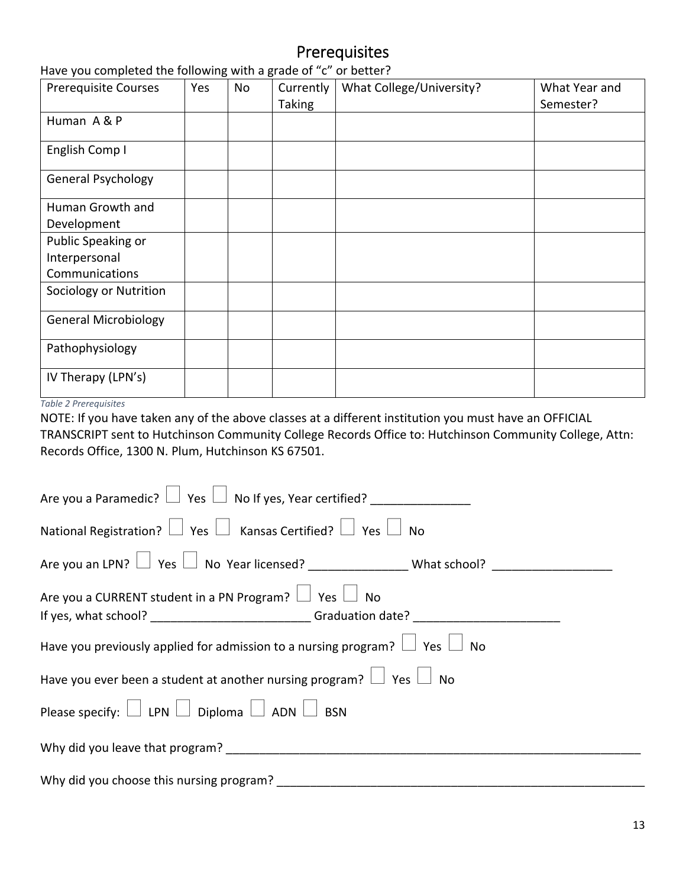# Prerequisites

Have you completed the following with a grade of "c" or better?

| Prerequisite Courses | Yes | No | Currently Taking | What College/University? | What Year and Semester? |
|---|---|---|---|---|---|
| Human A & P | | | | | |
| English Comp I | | | | | |
| General Psychology | | | | | |
| Human Growth and Development | | | | | |
| Public Speaking or Interpersonal Communications | | | | | |
| Sociology or Nutrition | | | | | |
| General Microbiology | | | | | |
| Pathophysiology | | | | | |
| IV Therapy (LPN's) | | | | | |

*Table 2 Prerequisites*

NOTE: If you have taken any of the above classes at a different institution you must have an OFFICIAL TRANSCRIPT sent to Hutchinson Community College Records Office to: Hutchinson Community College, Attn: Records Office, 1300 N. Plum, Hutchinson KS 67501.

Are you a Paramedic? ☐ Yes ☐ No If yes, Year certified? _______________

National Registration? ☐ Yes ☐ Kansas Certified? ☐ Yes ☐ No

Are you an LPN? ☐ Yes ☐ No Year licensed? _______________ What school? __________________

Are you a CURRENT student in a PN Program? ☐ Yes ☐ No
If yes, what school? ________________________ Graduation date? ______________________

Have you previously applied for admission to a nursing program? ☐ Yes ☐ No

Have you ever been a student at another nursing program? ☐ Yes ☐ No

Please specify: ☐ LPN ☐ Diploma ☐ ADN ☐ BSN

Why did you leave that program? _________________________________________________________________

Why did you choose this nursing program? _________________________________________________________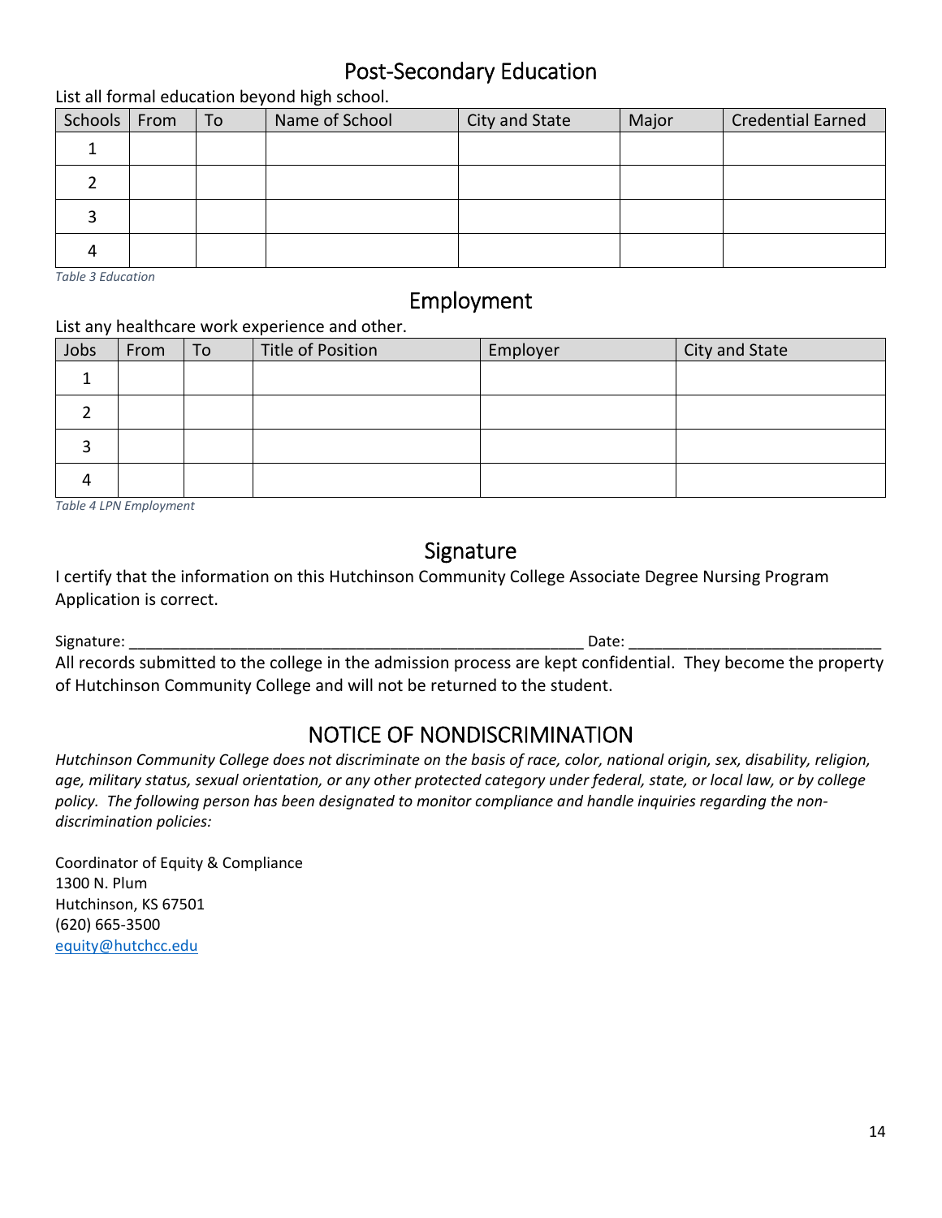## Post-Secondary Education

List all formal education beyond high school.

| Schools | From | To | Name of School | City and State | Major | Credential Earned |
|---|---|---|---|---|---|---|
| 1 | | | | | | |
| 2 | | | | | | |
| 3 | | | | | | |
| 4 | | | | | | |

*Table 3 Education*

## Employment

List any healthcare work experience and other.

| Jobs | From | To | Title of Position | Employer | City and State |
|---|---|---|---|---|---|
| 1 | | | | | |
| 2 | | | | | |
| 3 | | | | | |
| 4 | | | | | |

*Table 4 LPN Employment*

## Signature

I certify that the information on this Hutchinson Community College Associate Degree Nursing Program Application is correct.

Signature: ________________________________________________________ Date: ______________________________

All records submitted to the college in the admission process are kept confidential. They become the property of Hutchinson Community College and will not be returned to the student.

## NOTICE OF NONDISCRIMINATION

*Hutchinson Community College does not discriminate on the basis of race, color, national origin, sex, disability, religion, age, military status, sexual orientation, or any other protected category under federal, state, or local law, or by college policy. The following person has been designated to monitor compliance and handle inquiries regarding the non-discrimination policies:*

Coordinator of Equity & Compliance
1300 N. Plum
Hutchinson, KS 67501
(620) 665-3500
equity@hutchcc.edu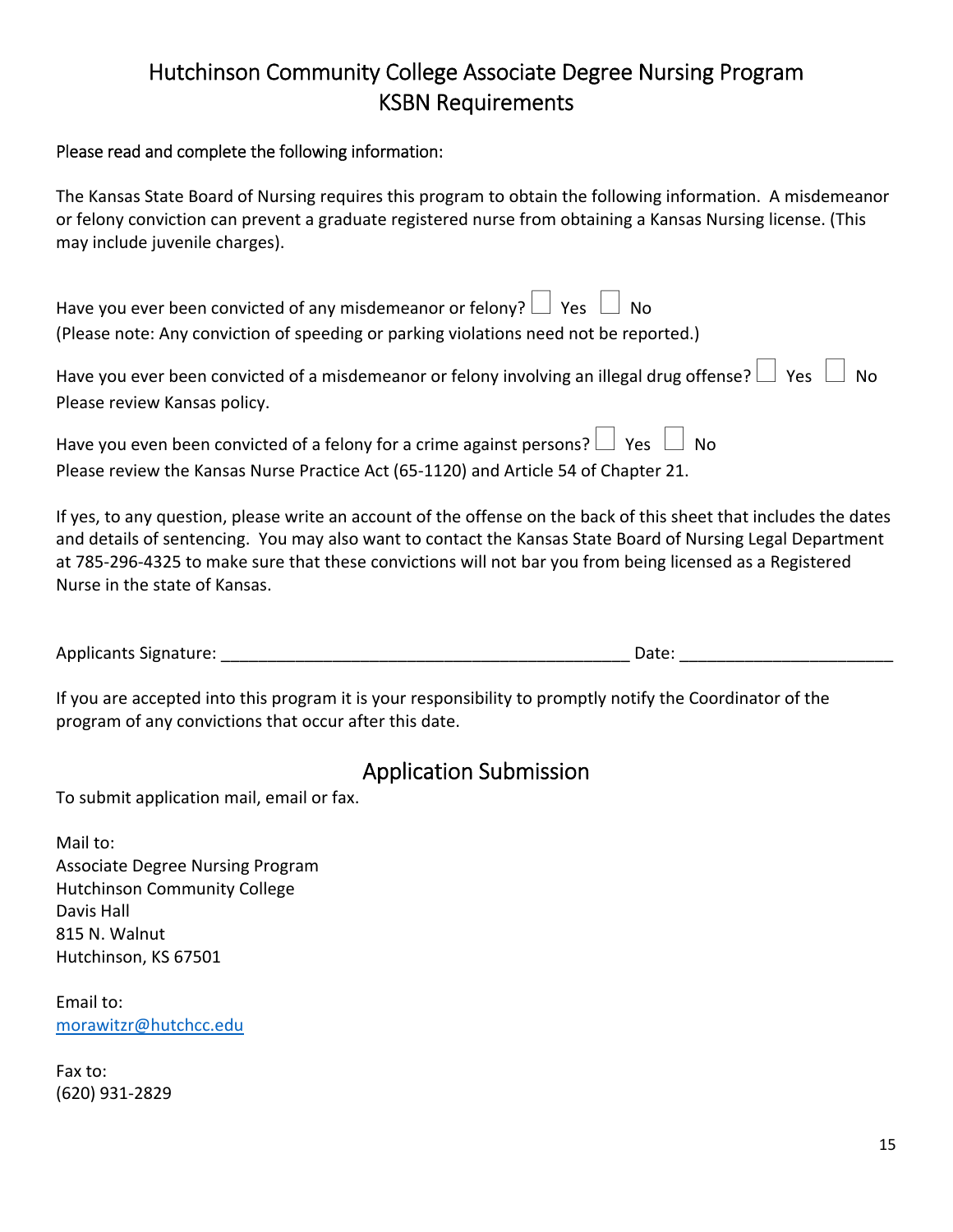# Hutchinson Community College Associate Degree Nursing Program
# KSBN Requirements

Please read and complete the following information:

The Kansas State Board of Nursing requires this program to obtain the following information. A misdemeanor or felony conviction can prevent a graduate registered nurse from obtaining a Kansas Nursing license. (This may include juvenile charges).

Have you ever been convicted of any misdemeanor or felony? ☐ Yes ☐ No
(Please note: Any conviction of speeding or parking violations need not be reported.)

Have you ever been convicted of a misdemeanor or felony involving an illegal drug offense? ☐ Yes ☐ No
Please review Kansas policy.

Have you even been convicted of a felony for a crime against persons? ☐ Yes ☐ No
Please review the Kansas Nurse Practice Act (65-1120) and Article 54 of Chapter 21.

If yes, to any question, please write an account of the offense on the back of this sheet that includes the dates and details of sentencing. You may also want to contact the Kansas State Board of Nursing Legal Department at 785-296-4325 to make sure that these convictions will not bar you from being licensed as a Registered Nurse in the state of Kansas.

Applicants Signature: ____________________________________________ Date: ______________________

If you are accepted into this program it is your responsibility to promptly notify the Coordinator of the program of any convictions that occur after this date.

## Application Submission

To submit application mail, email or fax.

Mail to:
Associate Degree Nursing Program
Hutchinson Community College
Davis Hall
815 N. Walnut
Hutchinson, KS 67501

Email to:
morawitzr@hutchcc.edu

Fax to:
(620) 931-2829